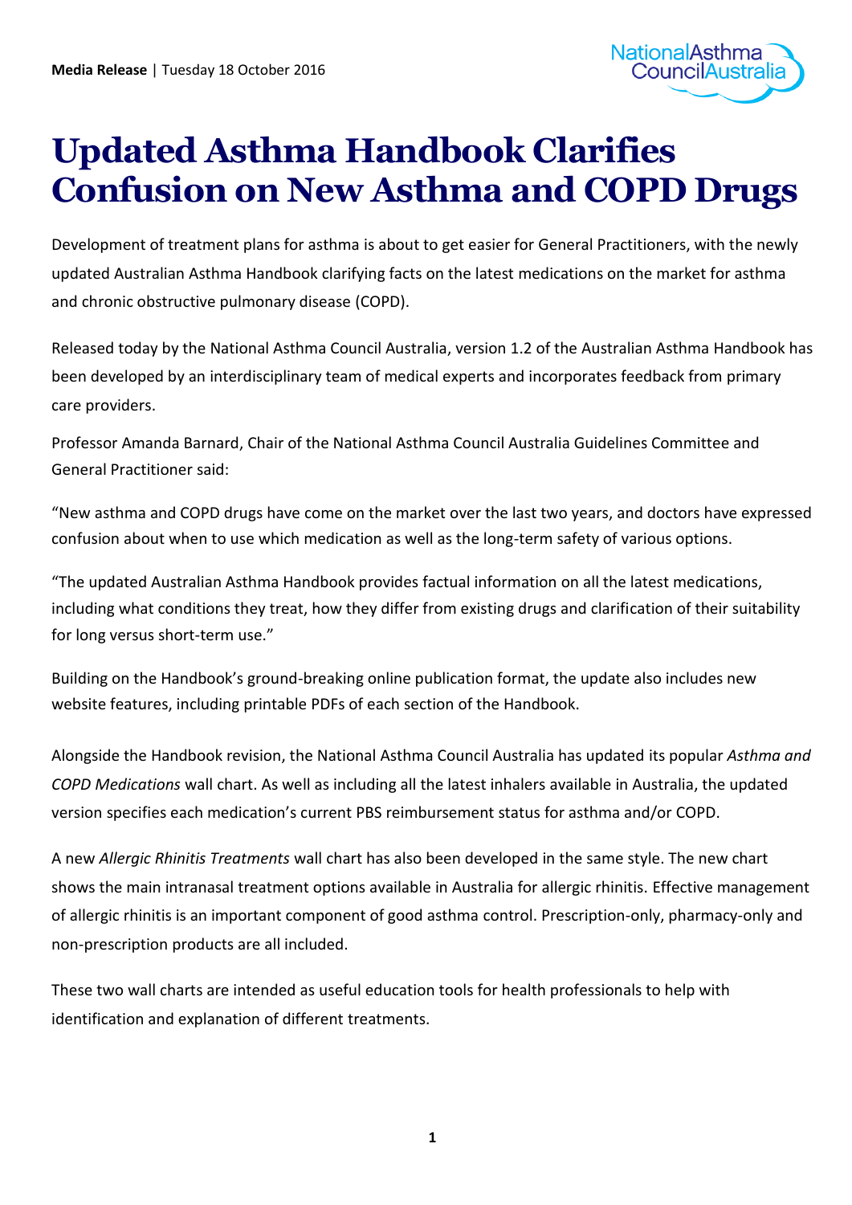**Media Release** | Tuesday 18 October 2016

# Updated Asthma Handbook Clarifies Confusion on New Asthma and COPD Drugs

Development of treatment plans for asthma is about to get easier for General Practitioners, with the newly updated Australian Asthma Handbook clarifying facts on the latest medications on the market for asthma and chronic obstructive pulmonary disease (COPD).

Released today by the National Asthma Council Australia, version 1.2 of the Australian Asthma Handbook has been developed by an interdisciplinary team of medical experts and incorporates feedback from primary care providers.

Professor Amanda Barnard, Chair of the National Asthma Council Australia Guidelines Committee and General Practitioner said:

"New asthma and COPD drugs have come on the market over the last two years, and doctors have expressed confusion about when to use which medication as well as the long-term safety of various options.

"The updated Australian Asthma Handbook provides factual information on all the latest medications, including what conditions they treat, how they differ from existing drugs and clarification of their suitability for long versus short-term use."

Building on the Handbook's ground-breaking online publication format, the update also includes new website features, including printable PDFs of each section of the Handbook.

Alongside the Handbook revision, the National Asthma Council Australia has updated its popular *Asthma and COPD Medications* wall chart. As well as including all the latest inhalers available in Australia, the updated version specifies each medication's current PBS reimbursement status for asthma and/or COPD.

A new *Allergic Rhinitis Treatments* wall chart has also been developed in the same style. The new chart shows the main intranasal treatment options available in Australia for allergic rhinitis. Effective management of allergic rhinitis is an important component of good asthma control. Prescription-only, pharmacy-only and non-prescription products are all included.

These two wall charts are intended as useful education tools for health professionals to help with identification and explanation of different treatments.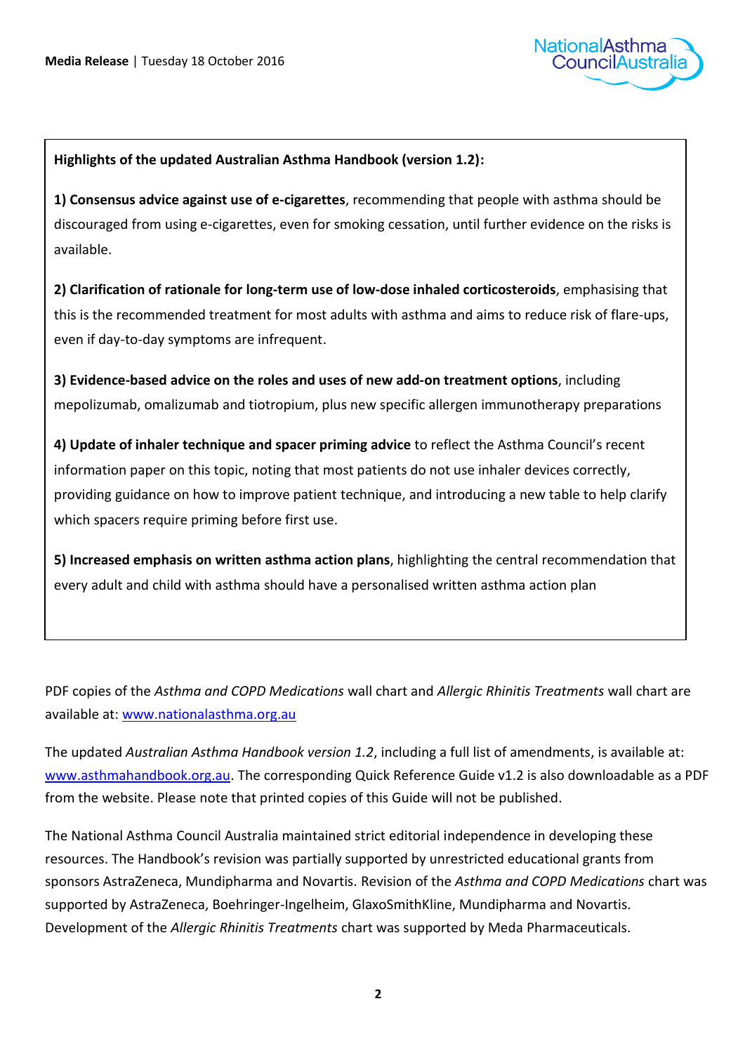**Highlights of the updated Australian Asthma Handbook (version 1.2):**

**1) Consensus advice against use of e-cigarettes**, recommending that people with asthma should be discouraged from using e-cigarettes, even for smoking cessation, until further evidence on the risks is available.

**2) Clarification of rationale for long-term use of low-dose inhaled corticosteroids**, emphasising that this is the recommended treatment for most adults with asthma and aims to reduce risk of flare-ups, even if day-to-day symptoms are infrequent.

**3) Evidence-based advice on the roles and uses of new add-on treatment options**, including mepolizumab, omalizumab and tiotropium, plus new specific allergen immunotherapy preparations

**4) Update of inhaler technique and spacer priming advice** to reflect the Asthma Council's recent information paper on this topic, noting that most patients do not use inhaler devices correctly, providing guidance on how to improve patient technique, and introducing a new table to help clarify which spacers require priming before first use.

**5) Increased emphasis on written asthma action plans**, highlighting the central recommendation that every adult and child with asthma should have a personalised written asthma action plan

PDF copies of the *Asthma and COPD Medications* wall chart and *Allergic Rhinitis Treatments* wall chart are available at: www.nationalasthma.org.au

The updated *Australian Asthma Handbook version 1.2*, including a full list of amendments, is available at: www.asthmahandbook.org.au. The corresponding Quick Reference Guide v1.2 is also downloadable as a PDF from the website. Please note that printed copies of this Guide will not be published.

The National Asthma Council Australia maintained strict editorial independence in developing these resources. The Handbook's revision was partially supported by unrestricted educational grants from sponsors AstraZeneca, Mundipharma and Novartis. Revision of the *Asthma and COPD Medications* chart was supported by AstraZeneca, Boehringer-Ingelheim, GlaxoSmithKline, Mundipharma and Novartis. Development of the *Allergic Rhinitis Treatments* chart was supported by Meda Pharmaceuticals.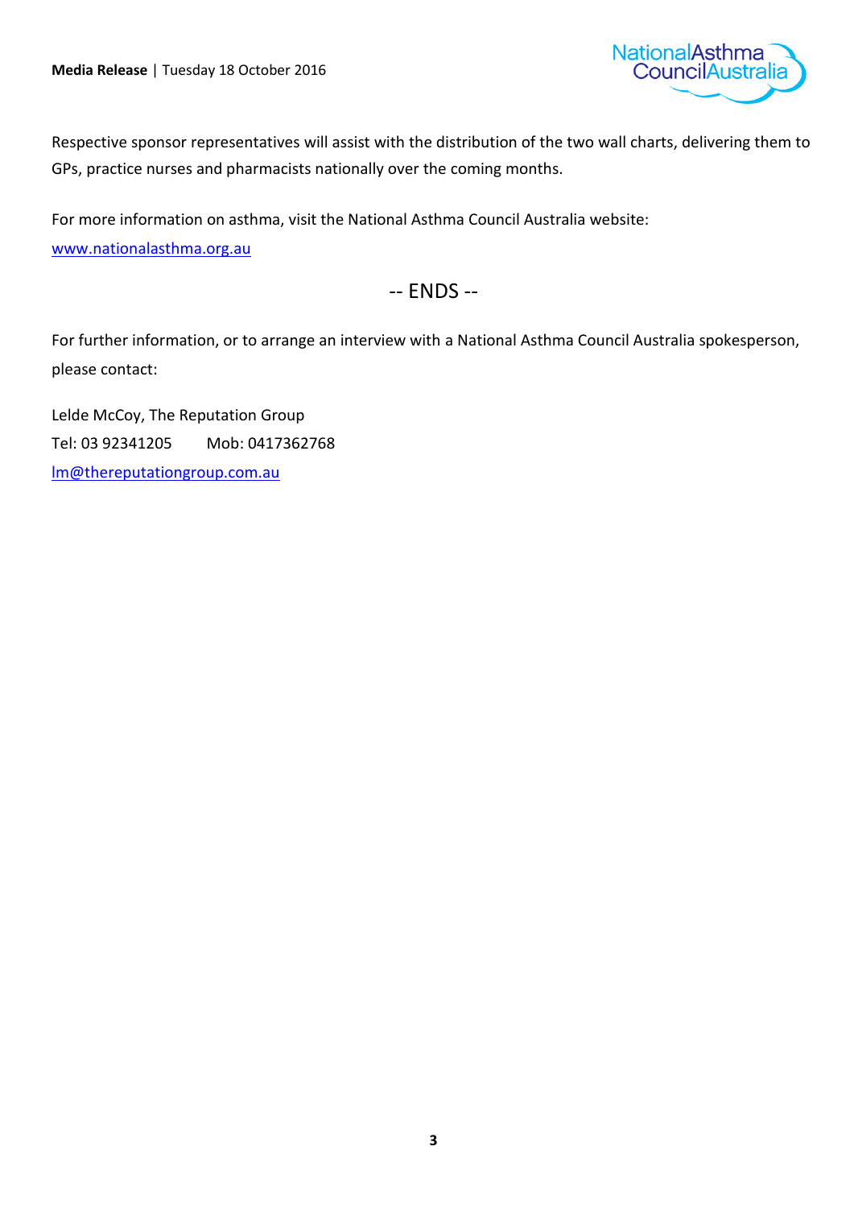Respective sponsor representatives will assist with the distribution of the two wall charts, delivering them to GPs, practice nurses and pharmacists nationally over the coming months.

For more information on asthma, visit the National Asthma Council Australia website: [www.nationalasthma.org.au](http://www.nationalasthma.org.au)

-- ENDS --

For further information, or to arrange an interview with a National Asthma Council Australia spokesperson, please contact:

Lelde McCoy, The Reputation Group
Tel: 03 92341205 Mob: 0417362768
[lm@thereputationgroup.com.au](mailto:lm@thereputationgroup.com.au)